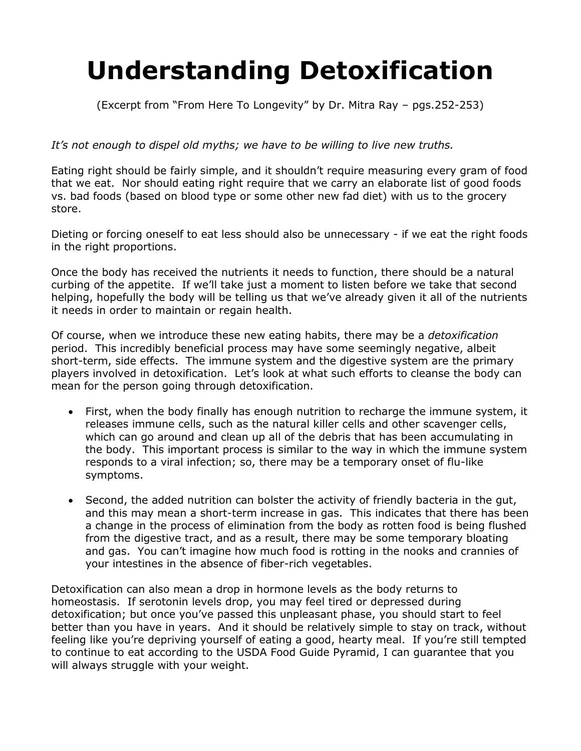# Understanding Detoxification

(Excerpt from "From Here To Longevity" by Dr. Mitra Ray – pgs.252-253)

*It's not enough to dispel old myths; we have to be willing to live new truths.*

Eating right should be fairly simple, and it shouldn't require measuring every gram of food that we eat. Nor should eating right require that we carry an elaborate list of good foods vs. bad foods (based on blood type or some other new fad diet) with us to the grocery store.

Dieting or forcing oneself to eat less should also be unnecessary - if we eat the right foods in the right proportions.

Once the body has received the nutrients it needs to function, there should be a natural curbing of the appetite. If we'll take just a moment to listen before we take that second helping, hopefully the body will be telling us that we've already given it all of the nutrients it needs in order to maintain or regain health.

Of course, when we introduce these new eating habits, there may be a *detoxification* period. This incredibly beneficial process may have some seemingly negative, albeit short-term, side effects. The immune system and the digestive system are the primary players involved in detoxification. Let's look at what such efforts to cleanse the body can mean for the person going through detoxification.

- First, when the body finally has enough nutrition to recharge the immune system, it releases immune cells, such as the natural killer cells and other scavenger cells, which can go around and clean up all of the debris that has been accumulating in the body. This important process is similar to the way in which the immune system responds to a viral infection; so, there may be a temporary onset of flu-like symptoms.

- Second, the added nutrition can bolster the activity of friendly bacteria in the gut, and this may mean a short-term increase in gas. This indicates that there has been a change in the process of elimination from the body as rotten food is being flushed from the digestive tract, and as a result, there may be some temporary bloating and gas. You can't imagine how much food is rotting in the nooks and crannies of your intestines in the absence of fiber-rich vegetables.

Detoxification can also mean a drop in hormone levels as the body returns to homeostasis. If serotonin levels drop, you may feel tired or depressed during detoxification; but once you've passed this unpleasant phase, you should start to feel better than you have in years. And it should be relatively simple to stay on track, without feeling like you're depriving yourself of eating a good, hearty meal. If you're still tempted to continue to eat according to the USDA Food Guide Pyramid, I can guarantee that you will always struggle with your weight.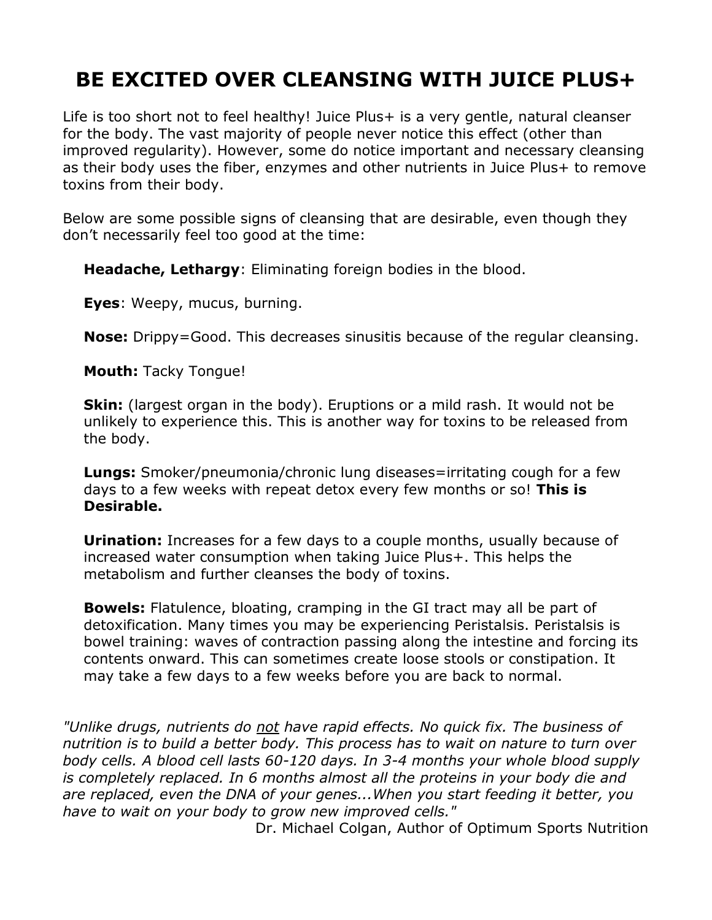# BE EXCITED OVER CLEANSING WITH JUICE PLUS+

Life is too short not to feel healthy! Juice Plus+ is a very gentle, natural cleanser for the body. The vast majority of people never notice this effect (other than improved regularity). However, some do notice important and necessary cleansing as their body uses the fiber, enzymes and other nutrients in Juice Plus+ to remove toxins from their body.

Below are some possible signs of cleansing that are desirable, even though they don't necessarily feel too good at the time:

**Headache, Lethargy**: Eliminating foreign bodies in the blood.

**Eyes**: Weepy, mucus, burning.

**Nose:** Drippy=Good. This decreases sinusitis because of the regular cleansing.

**Mouth:** Tacky Tongue!

**Skin:** (largest organ in the body). Eruptions or a mild rash. It would not be unlikely to experience this. This is another way for toxins to be released from the body.

**Lungs:** Smoker/pneumonia/chronic lung diseases=irritating cough for a few days to a few weeks with repeat detox every few months or so! **This is Desirable.**

**Urination:** Increases for a few days to a couple months, usually because of increased water consumption when taking Juice Plus+. This helps the metabolism and further cleanses the body of toxins.

**Bowels:** Flatulence, bloating, cramping in the GI tract may all be part of detoxification. Many times you may be experiencing Peristalsis. Peristalsis is bowel training: waves of contraction passing along the intestine and forcing its contents onward. This can sometimes create loose stools or constipation. It may take a few days to a few weeks before you are back to normal.

*"Unlike drugs, nutrients do <u>not</u> have rapid effects. No quick fix. The business of nutrition is to build a better body. This process has to wait on nature to turn over body cells. A blood cell lasts 60-120 days. In 3-4 months your whole blood supply is completely replaced. In 6 months almost all the proteins in your body die and are replaced, even the DNA of your genes...When you start feeding it better, you have to wait on your body to grow new improved cells."*

Dr. Michael Colgan, Author of Optimum Sports Nutrition